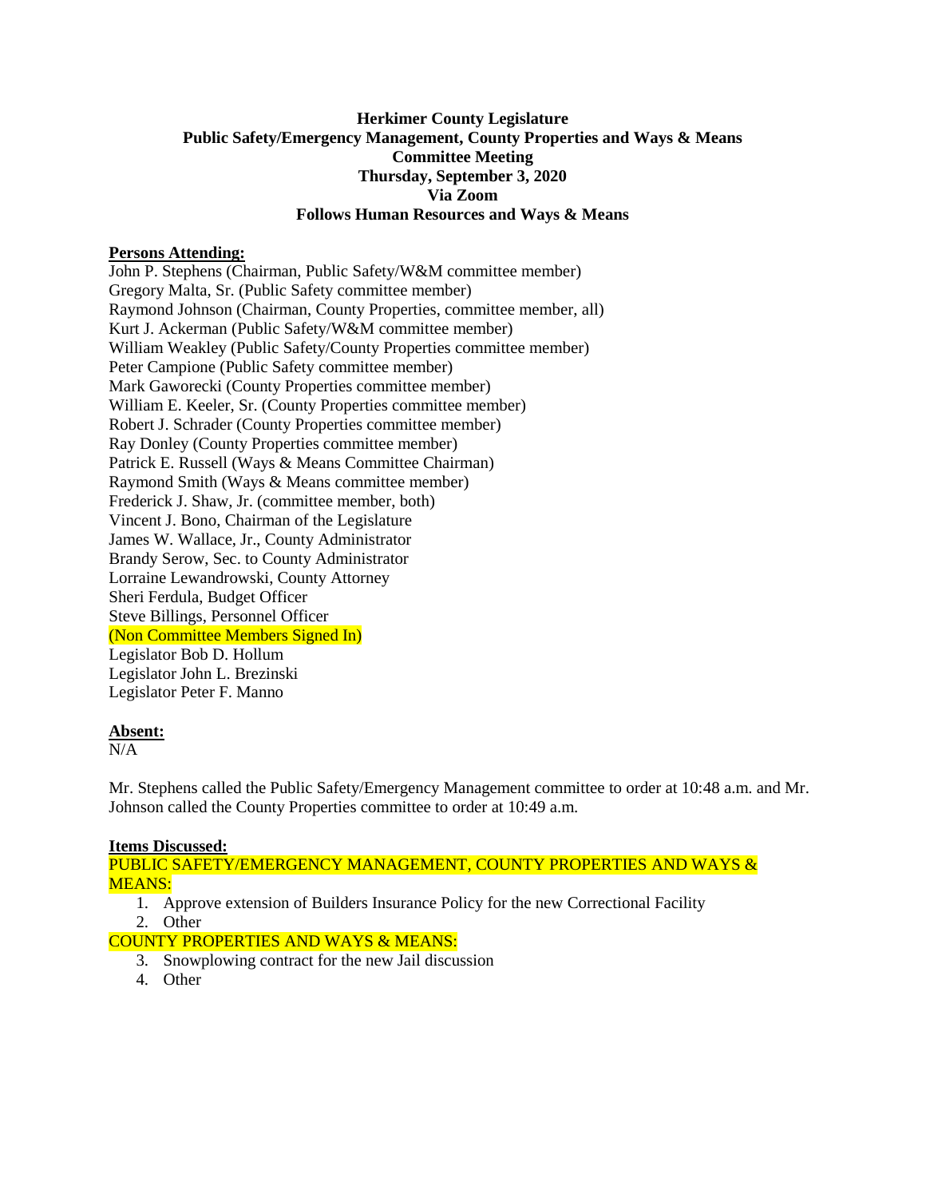**Herkimer County Legislature**
**Public Safety/Emergency Management, County Properties and Ways & Means**
**Committee Meeting**
**Thursday, September 3, 2020**
**Via Zoom**
**Follows Human Resources and Ways & Means**

**Persons Attending:**

John P. Stephens (Chairman, Public Safety/W&M committee member)
Gregory Malta, Sr. (Public Safety committee member)
Raymond Johnson (Chairman, County Properties, committee member, all)
Kurt J. Ackerman (Public Safety/W&M committee member)
William Weakley (Public Safety/County Properties committee member)
Peter Campione (Public Safety committee member)
Mark Gaworecki (County Properties committee member)
William E. Keeler, Sr. (County Properties committee member)
Robert J. Schrader (County Properties committee member)
Ray Donley (County Properties committee member)
Patrick E. Russell (Ways & Means Committee Chairman)
Raymond Smith (Ways & Means committee member)
Frederick J. Shaw, Jr. (committee member, both)
Vincent J. Bono, Chairman of the Legislature
James W. Wallace, Jr., County Administrator
Brandy Serow, Sec. to County Administrator
Lorraine Lewandrowski, County Attorney
Sheri Ferdula, Budget Officer
Steve Billings, Personnel Officer
(Non Committee Members Signed In)
Legislator Bob D. Hollum
Legislator John L. Brezinski
Legislator Peter F. Manno

**Absent:**

N/A

Mr. Stephens called the Public Safety/Emergency Management committee to order at 10:48 a.m. and Mr. Johnson called the County Properties committee to order at 10:49 a.m.

**Items Discussed:**

PUBLIC SAFETY/EMERGENCY MANAGEMENT, COUNTY PROPERTIES AND WAYS & MEANS:

1. Approve extension of Builders Insurance Policy for the new Correctional Facility
2. Other

COUNTY PROPERTIES AND WAYS & MEANS:

3. Snowplowing contract for the new Jail discussion
4. Other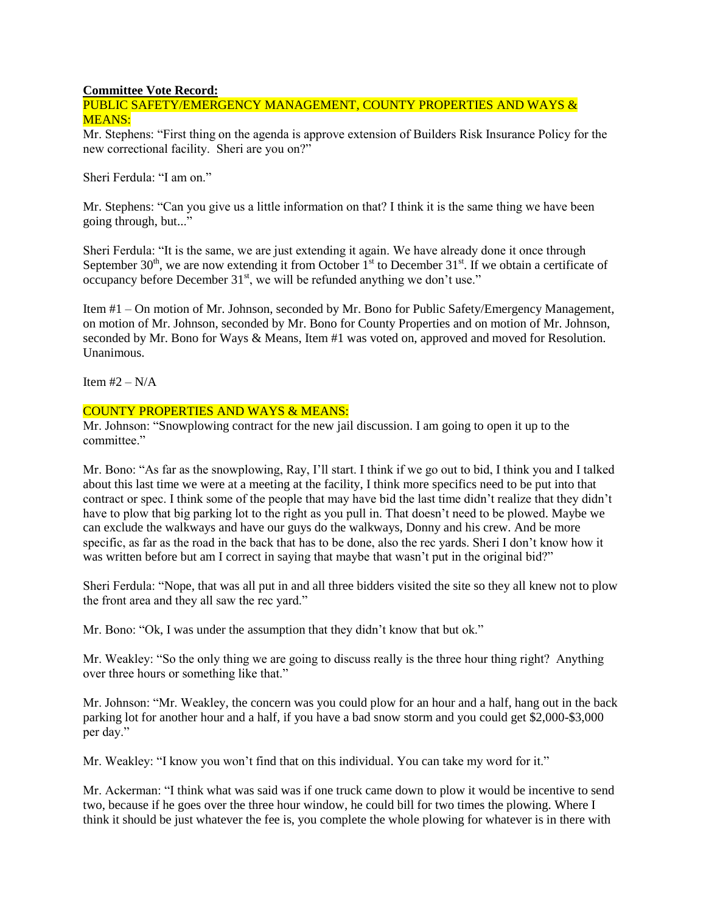**Committee Vote Record:**

PUBLIC SAFETY/EMERGENCY MANAGEMENT, COUNTY PROPERTIES AND WAYS & MEANS:

Mr. Stephens: "First thing on the agenda is approve extension of Builders Risk Insurance Policy for the new correctional facility. Sheri are you on?"

Sheri Ferdula: "I am on."

Mr. Stephens: "Can you give us a little information on that? I think it is the same thing we have been going through, but..."

Sheri Ferdula: "It is the same, we are just extending it again. We have already done it once through September 30th, we are now extending it from October 1st to December 31st. If we obtain a certificate of occupancy before December 31st, we will be refunded anything we don't use."

Item #1 – On motion of Mr. Johnson, seconded by Mr. Bono for Public Safety/Emergency Management, on motion of Mr. Johnson, seconded by Mr. Bono for County Properties and on motion of Mr. Johnson, seconded by Mr. Bono for Ways & Means, Item #1 was voted on, approved and moved for Resolution. Unanimous.

Item #2 – N/A

COUNTY PROPERTIES AND WAYS & MEANS:

Mr. Johnson: "Snowplowing contract for the new jail discussion. I am going to open it up to the committee."

Mr. Bono: "As far as the snowplowing, Ray, I'll start. I think if we go out to bid, I think you and I talked about this last time we were at a meeting at the facility, I think more specifics need to be put into that contract or spec. I think some of the people that may have bid the last time didn't realize that they didn't have to plow that big parking lot to the right as you pull in. That doesn't need to be plowed. Maybe we can exclude the walkways and have our guys do the walkways, Donny and his crew. And be more specific, as far as the road in the back that has to be done, also the rec yards. Sheri I don't know how it was written before but am I correct in saying that maybe that wasn't put in the original bid?"

Sheri Ferdula: "Nope, that was all put in and all three bidders visited the site so they all knew not to plow the front area and they all saw the rec yard."

Mr. Bono: "Ok, I was under the assumption that they didn't know that but ok."

Mr. Weakley: "So the only thing we are going to discuss really is the three hour thing right? Anything over three hours or something like that."

Mr. Johnson: "Mr. Weakley, the concern was you could plow for an hour and a half, hang out in the back parking lot for another hour and a half, if you have a bad snow storm and you could get $2,000-$3,000 per day."

Mr. Weakley: "I know you won't find that on this individual. You can take my word for it."

Mr. Ackerman: "I think what was said was if one truck came down to plow it would be incentive to send two, because if he goes over the three hour window, he could bill for two times the plowing. Where I think it should be just whatever the fee is, you complete the whole plowing for whatever is in there with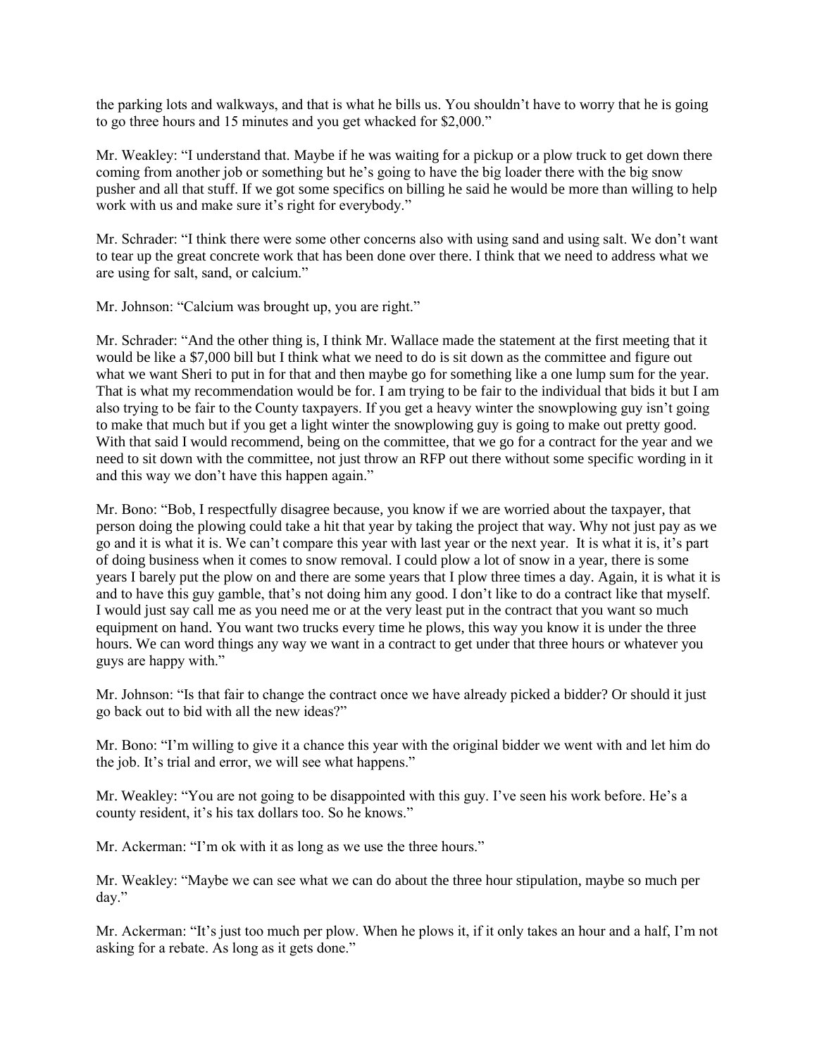the parking lots and walkways, and that is what he bills us. You shouldn't have to worry that he is going to go three hours and 15 minutes and you get whacked for $2,000."

Mr. Weakley: "I understand that. Maybe if he was waiting for a pickup or a plow truck to get down there coming from another job or something but he's going to have the big loader there with the big snow pusher and all that stuff. If we got some specifics on billing he said he would be more than willing to help work with us and make sure it's right for everybody."

Mr. Schrader: "I think there were some other concerns also with using sand and using salt. We don't want to tear up the great concrete work that has been done over there. I think that we need to address what we are using for salt, sand, or calcium."

Mr. Johnson: "Calcium was brought up, you are right."

Mr. Schrader: "And the other thing is, I think Mr. Wallace made the statement at the first meeting that it would be like a $7,000 bill but I think what we need to do is sit down as the committee and figure out what we want Sheri to put in for that and then maybe go for something like a one lump sum for the year. That is what my recommendation would be for. I am trying to be fair to the individual that bids it but I am also trying to be fair to the County taxpayers. If you get a heavy winter the snowplowing guy isn't going to make that much but if you get a light winter the snowplowing guy is going to make out pretty good. With that said I would recommend, being on the committee, that we go for a contract for the year and we need to sit down with the committee, not just throw an RFP out there without some specific wording in it and this way we don't have this happen again."

Mr. Bono: "Bob, I respectfully disagree because, you know if we are worried about the taxpayer, that person doing the plowing could take a hit that year by taking the project that way. Why not just pay as we go and it is what it is. We can't compare this year with last year or the next year. It is what it is, it's part of doing business when it comes to snow removal. I could plow a lot of snow in a year, there is some years I barely put the plow on and there are some years that I plow three times a day. Again, it is what it is and to have this guy gamble, that's not doing him any good. I don't like to do a contract like that myself. I would just say call me as you need me or at the very least put in the contract that you want so much equipment on hand. You want two trucks every time he plows, this way you know it is under the three hours. We can word things any way we want in a contract to get under that three hours or whatever you guys are happy with."

Mr. Johnson: "Is that fair to change the contract once we have already picked a bidder? Or should it just go back out to bid with all the new ideas?"

Mr. Bono: "I'm willing to give it a chance this year with the original bidder we went with and let him do the job. It's trial and error, we will see what happens."

Mr. Weakley: "You are not going to be disappointed with this guy. I've seen his work before. He's a county resident, it's his tax dollars too. So he knows."

Mr. Ackerman: "I'm ok with it as long as we use the three hours."

Mr. Weakley: "Maybe we can see what we can do about the three hour stipulation, maybe so much per day."

Mr. Ackerman: "It's just too much per plow. When he plows it, if it only takes an hour and a half, I'm not asking for a rebate. As long as it gets done."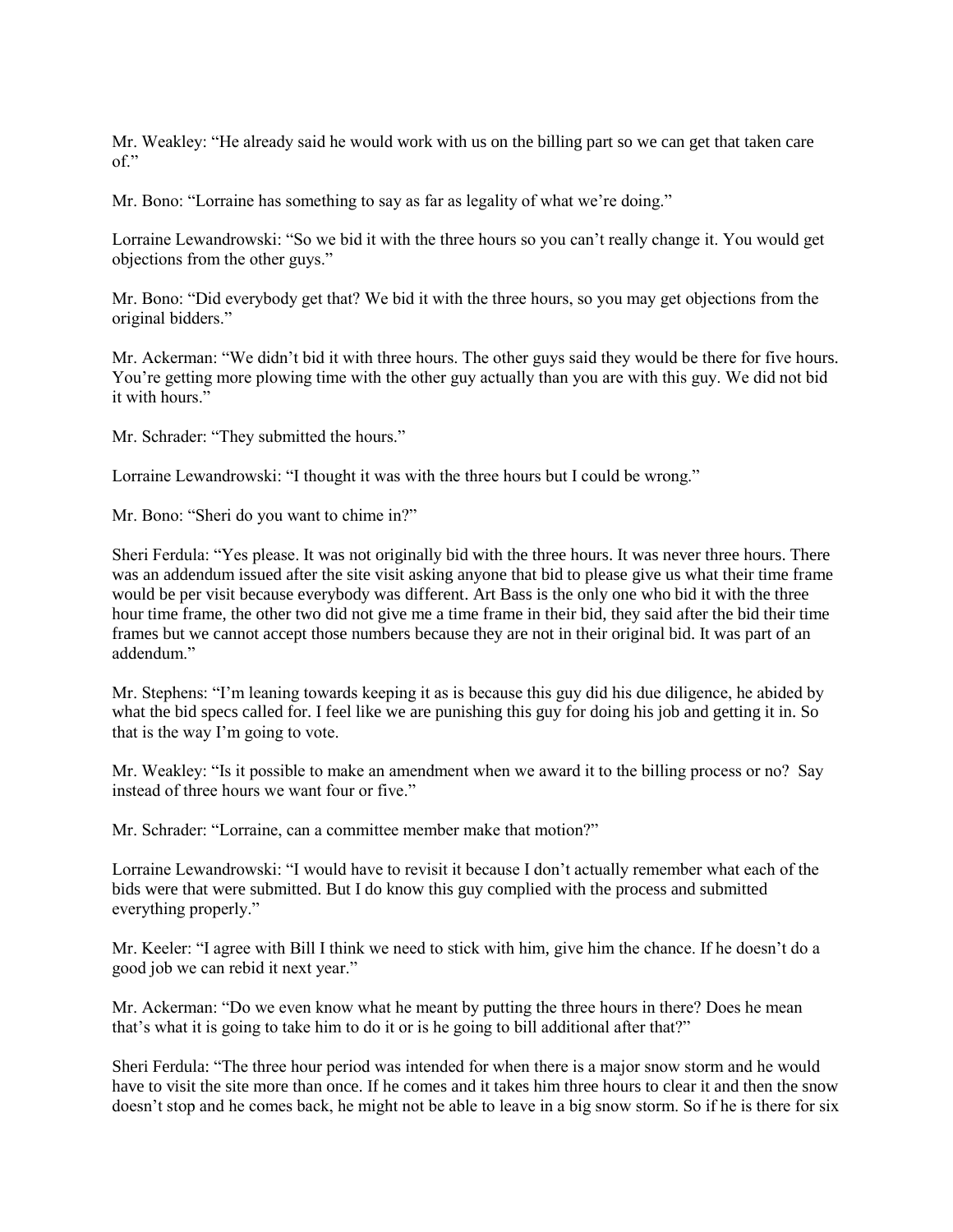Mr. Weakley: “He already said he would work with us on the billing part so we can get that taken care of.”

Mr. Bono: “Lorraine has something to say as far as legality of what we’re doing.”

Lorraine Lewandrowski: “So we bid it with the three hours so you can’t really change it. You would get objections from the other guys.”

Mr. Bono: “Did everybody get that? We bid it with the three hours, so you may get objections from the original bidders.”

Mr. Ackerman: “We didn’t bid it with three hours. The other guys said they would be there for five hours. You’re getting more plowing time with the other guy actually than you are with this guy. We did not bid it with hours.”

Mr. Schrader: “They submitted the hours.”

Lorraine Lewandrowski: “I thought it was with the three hours but I could be wrong.”

Mr. Bono: “Sheri do you want to chime in?”

Sheri Ferdula: “Yes please. It was not originally bid with the three hours. It was never three hours. There was an addendum issued after the site visit asking anyone that bid to please give us what their time frame would be per visit because everybody was different. Art Bass is the only one who bid it with the three hour time frame, the other two did not give me a time frame in their bid, they said after the bid their time frames but we cannot accept those numbers because they are not in their original bid. It was part of an addendum.”

Mr. Stephens: “I’m leaning towards keeping it as is because this guy did his due diligence, he abided by what the bid specs called for. I feel like we are punishing this guy for doing his job and getting it in. So that is the way I’m going to vote.

Mr. Weakley: “Is it possible to make an amendment when we award it to the billing process or no? Say instead of three hours we want four or five.”

Mr. Schrader: “Lorraine, can a committee member make that motion?”

Lorraine Lewandrowski: “I would have to revisit it because I don’t actually remember what each of the bids were that were submitted. But I do know this guy complied with the process and submitted everything properly.”

Mr. Keeler: “I agree with Bill I think we need to stick with him, give him the chance. If he doesn’t do a good job we can rebid it next year.”

Mr. Ackerman: “Do we even know what he meant by putting the three hours in there? Does he mean that’s what it is going to take him to do it or is he going to bill additional after that?”

Sheri Ferdula: “The three hour period was intended for when there is a major snow storm and he would have to visit the site more than once. If he comes and it takes him three hours to clear it and then the snow doesn’t stop and he comes back, he might not be able to leave in a big snow storm. So if he is there for six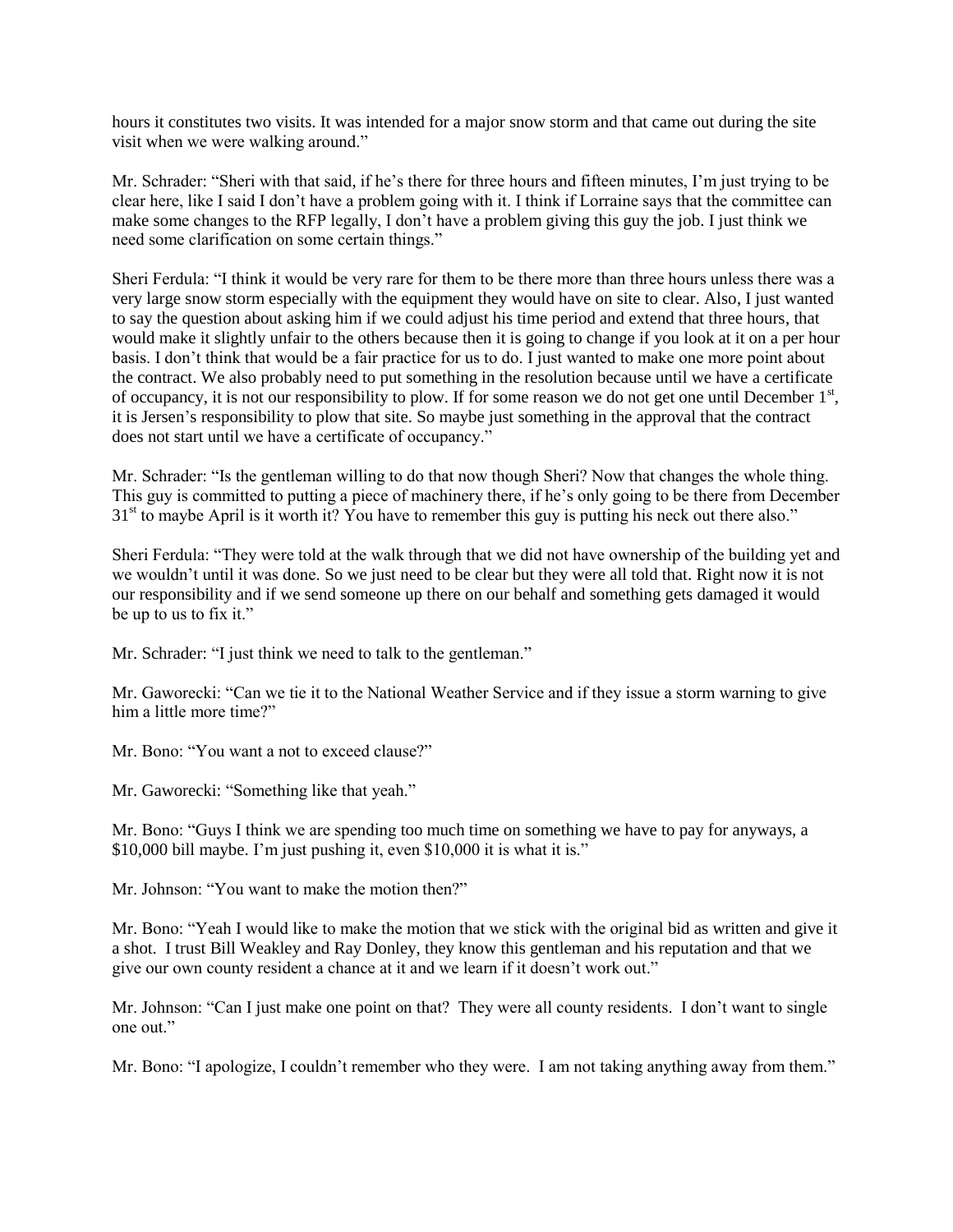hours it constitutes two visits. It was intended for a major snow storm and that came out during the site visit when we were walking around."

Mr. Schrader: "Sheri with that said, if he's there for three hours and fifteen minutes, I'm just trying to be clear here, like I said I don't have a problem going with it. I think if Lorraine says that the committee can make some changes to the RFP legally, I don't have a problem giving this guy the job. I just think we need some clarification on some certain things."

Sheri Ferdula: "I think it would be very rare for them to be there more than three hours unless there was a very large snow storm especially with the equipment they would have on site to clear. Also, I just wanted to say the question about asking him if we could adjust his time period and extend that three hours, that would make it slightly unfair to the others because then it is going to change if you look at it on a per hour basis. I don't think that would be a fair practice for us to do. I just wanted to make one more point about the contract. We also probably need to put something in the resolution because until we have a certificate of occupancy, it is not our responsibility to plow. If for some reason we do not get one until December 1st, it is Jersen's responsibility to plow that site. So maybe just something in the approval that the contract does not start until we have a certificate of occupancy."

Mr. Schrader: "Is the gentleman willing to do that now though Sheri? Now that changes the whole thing. This guy is committed to putting a piece of machinery there, if he's only going to be there from December 31st to maybe April is it worth it? You have to remember this guy is putting his neck out there also."

Sheri Ferdula: "They were told at the walk through that we did not have ownership of the building yet and we wouldn't until it was done. So we just need to be clear but they were all told that. Right now it is not our responsibility and if we send someone up there on our behalf and something gets damaged it would be up to us to fix it."

Mr. Schrader: "I just think we need to talk to the gentleman."

Mr. Gaworecki: "Can we tie it to the National Weather Service and if they issue a storm warning to give him a little more time?"

Mr. Bono: "You want a not to exceed clause?"

Mr. Gaworecki: "Something like that yeah."

Mr. Bono: "Guys I think we are spending too much time on something we have to pay for anyways, a $10,000 bill maybe. I'm just pushing it, even $10,000 it is what it is."

Mr. Johnson: "You want to make the motion then?"

Mr. Bono: "Yeah I would like to make the motion that we stick with the original bid as written and give it a shot. I trust Bill Weakley and Ray Donley, they know this gentleman and his reputation and that we give our own county resident a chance at it and we learn if it doesn't work out."

Mr. Johnson: "Can I just make one point on that? They were all county residents. I don't want to single one out."

Mr. Bono: "I apologize, I couldn't remember who they were. I am not taking anything away from them."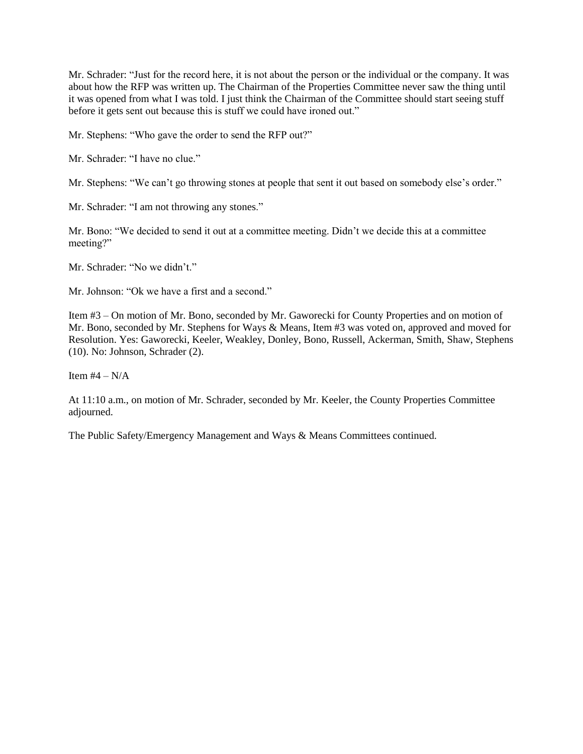Mr. Schrader: "Just for the record here, it is not about the person or the individual or the company. It was about how the RFP was written up. The Chairman of the Properties Committee never saw the thing until it was opened from what I was told. I just think the Chairman of the Committee should start seeing stuff before it gets sent out because this is stuff we could have ironed out."

Mr. Stephens: "Who gave the order to send the RFP out?"

Mr. Schrader: "I have no clue."

Mr. Stephens: "We can't go throwing stones at people that sent it out based on somebody else's order."

Mr. Schrader: "I am not throwing any stones."

Mr. Bono: "We decided to send it out at a committee meeting. Didn't we decide this at a committee meeting?"

Mr. Schrader: "No we didn't."

Mr. Johnson: "Ok we have a first and a second."

Item #3 – On motion of Mr. Bono, seconded by Mr. Gaworecki for County Properties and on motion of Mr. Bono, seconded by Mr. Stephens for Ways & Means, Item #3 was voted on, approved and moved for Resolution. Yes: Gaworecki, Keeler, Weakley, Donley, Bono, Russell, Ackerman, Smith, Shaw, Stephens (10). No: Johnson, Schrader (2).

Item #4 – N/A

At 11:10 a.m., on motion of Mr. Schrader, seconded by Mr. Keeler, the County Properties Committee adjourned.

The Public Safety/Emergency Management and Ways & Means Committees continued.